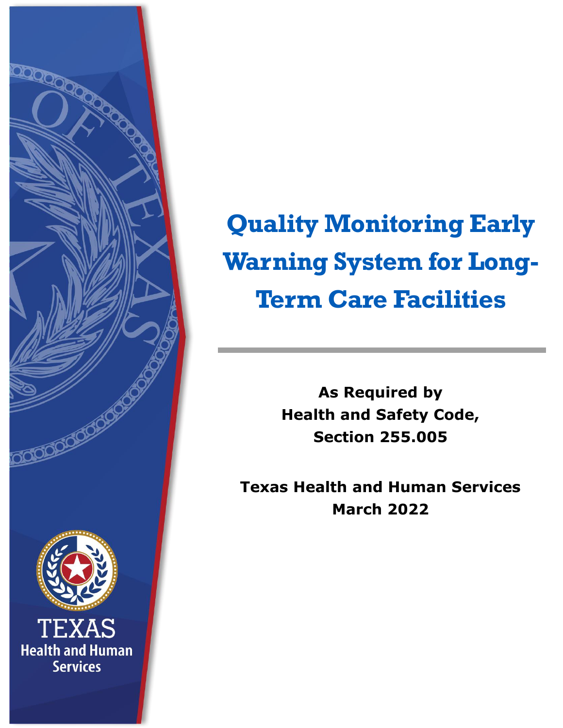# Quality Monitoring Early Warning System for Long-Term Care Facilities

**As Required by**
**Health and Safety Code,**
**Section 255.005**

**Texas Health and Human Services**
**March 2022**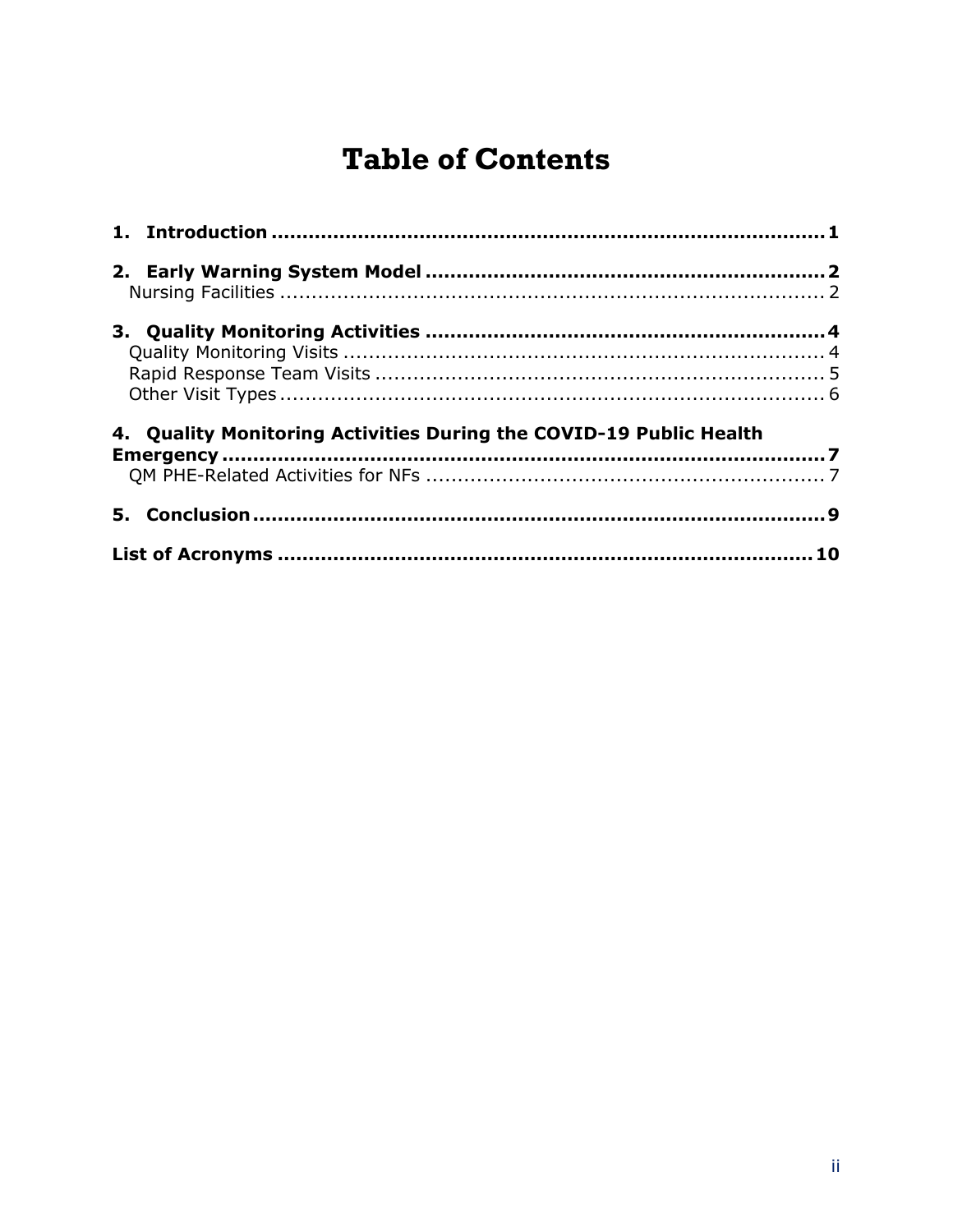# Table of Contents

**1. Introduction** ........................................................................................ **1**

**2. Early Warning System Model** ................................................................ **2**
Nursing Facilities ........................................................................................ 2

**3. Quality Monitoring Activities** ................................................................ **4**
Quality Monitoring Visits ............................................................................. 4
Rapid Response Team Visits ........................................................................ 5
Other Visit Types ........................................................................................ 6

**4. Quality Monitoring Activities During the COVID-19 Public Health Emergency** ........................................................................................ **7**
QM PHE-Related Activities for NFs ............................................................... 7

**5. Conclusion** ............................................................................................ **9**

**List of Acronyms** ..................................................................................... **10**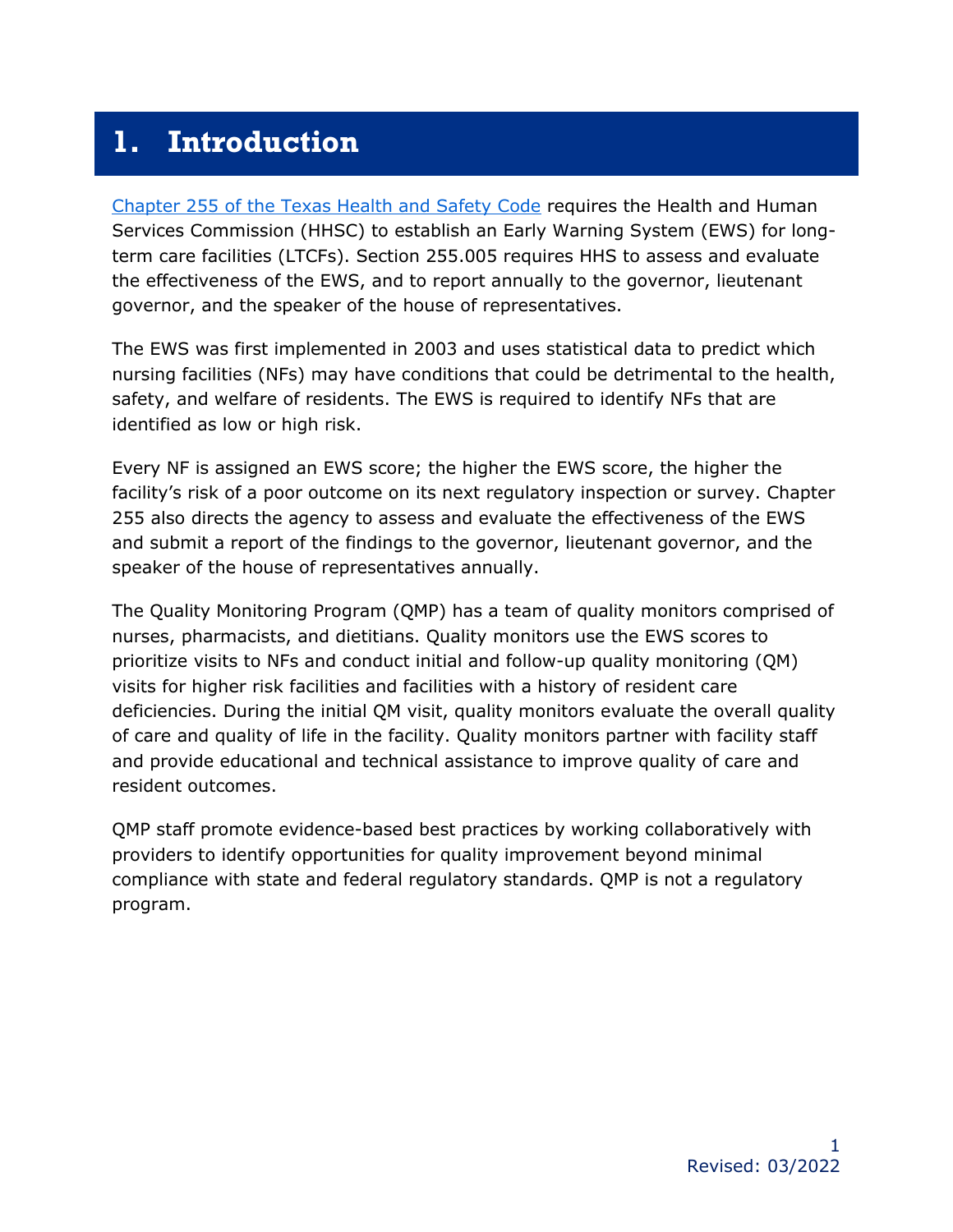# 1. Introduction

[Chapter 255 of the Texas Health and Safety Code](Chapter 255 of the Texas Health and Safety Code) requires the Health and Human Services Commission (HHSC) to establish an Early Warning System (EWS) for long-term care facilities (LTCFs). Section 255.005 requires HHS to assess and evaluate the effectiveness of the EWS, and to report annually to the governor, lieutenant governor, and the speaker of the house of representatives.

The EWS was first implemented in 2003 and uses statistical data to predict which nursing facilities (NFs) may have conditions that could be detrimental to the health, safety, and welfare of residents. The EWS is required to identify NFs that are identified as low or high risk.

Every NF is assigned an EWS score; the higher the EWS score, the higher the facility's risk of a poor outcome on its next regulatory inspection or survey. Chapter 255 also directs the agency to assess and evaluate the effectiveness of the EWS and submit a report of the findings to the governor, lieutenant governor, and the speaker of the house of representatives annually.

The Quality Monitoring Program (QMP) has a team of quality monitors comprised of nurses, pharmacists, and dietitians. Quality monitors use the EWS scores to prioritize visits to NFs and conduct initial and follow-up quality monitoring (QM) visits for higher risk facilities and facilities with a history of resident care deficiencies. During the initial QM visit, quality monitors evaluate the overall quality of care and quality of life in the facility. Quality monitors partner with facility staff and provide educational and technical assistance to improve quality of care and resident outcomes.

QMP staff promote evidence-based best practices by working collaboratively with providers to identify opportunities for quality improvement beyond minimal compliance with state and federal regulatory standards. QMP is not a regulatory program.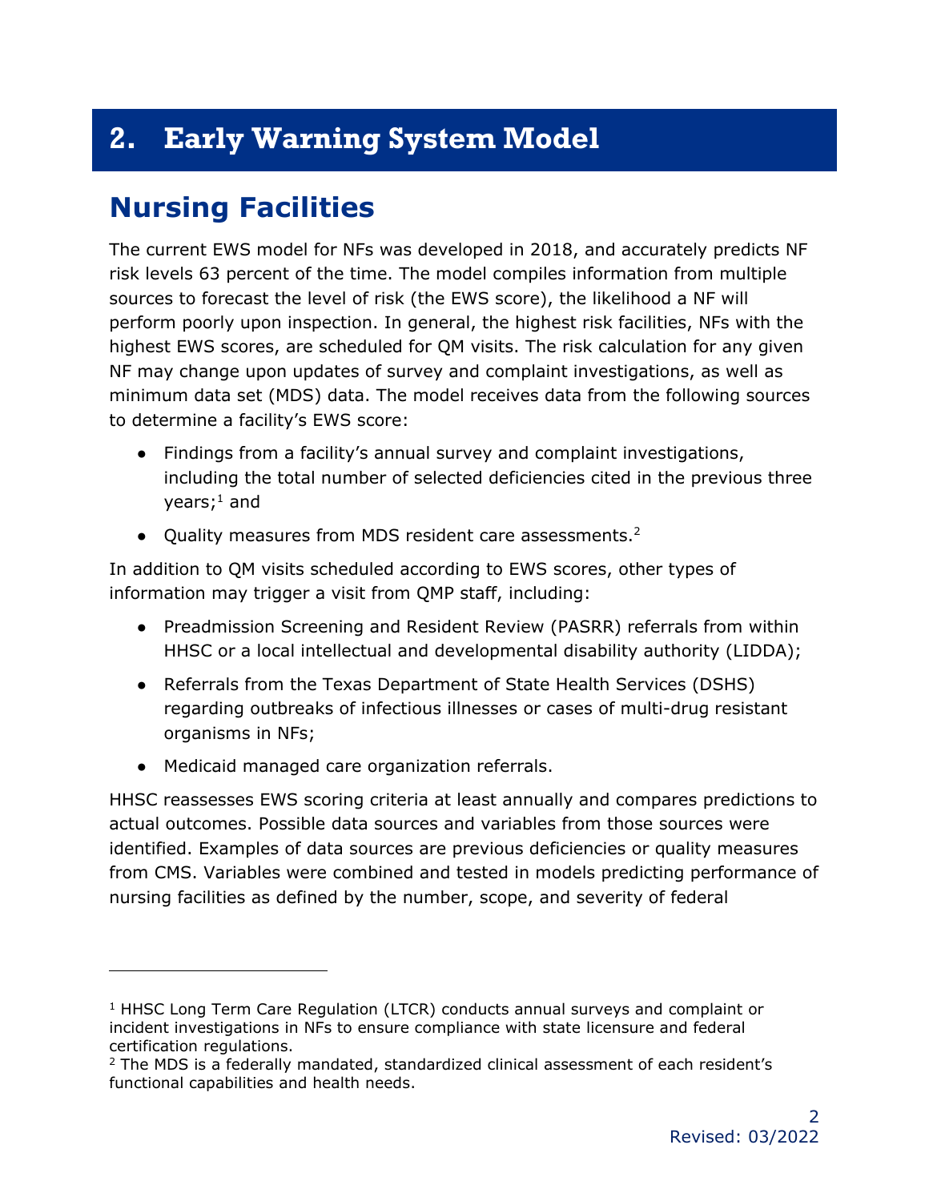# 2. Early Warning System Model

## Nursing Facilities

The current EWS model for NFs was developed in 2018, and accurately predicts NF risk levels 63 percent of the time. The model compiles information from multiple sources to forecast the level of risk (the EWS score), the likelihood a NF will perform poorly upon inspection. In general, the highest risk facilities, NFs with the highest EWS scores, are scheduled for QM visits. The risk calculation for any given NF may change upon updates of survey and complaint investigations, as well as minimum data set (MDS) data. The model receives data from the following sources to determine a facility's EWS score:

- Findings from a facility's annual survey and complaint investigations, including the total number of selected deficiencies cited in the previous three years;[1] and
- Quality measures from MDS resident care assessments.[2]

In addition to QM visits scheduled according to EWS scores, other types of information may trigger a visit from QMP staff, including:

- Preadmission Screening and Resident Review (PASRR) referrals from within HHSC or a local intellectual and developmental disability authority (LIDDA);
- Referrals from the Texas Department of State Health Services (DSHS) regarding outbreaks of infectious illnesses or cases of multi-drug resistant organisms in NFs;
- Medicaid managed care organization referrals.

HHSC reassesses EWS scoring criteria at least annually and compares predictions to actual outcomes. Possible data sources and variables from those sources were identified. Examples of data sources are previous deficiencies or quality measures from CMS. Variables were combined and tested in models predicting performance of nursing facilities as defined by the number, scope, and severity of federal

---

[1] HHSC Long Term Care Regulation (LTCR) conducts annual surveys and complaint or incident investigations in NFs to ensure compliance with state licensure and federal certification regulations.

[2] The MDS is a federally mandated, standardized clinical assessment of each resident's functional capabilities and health needs.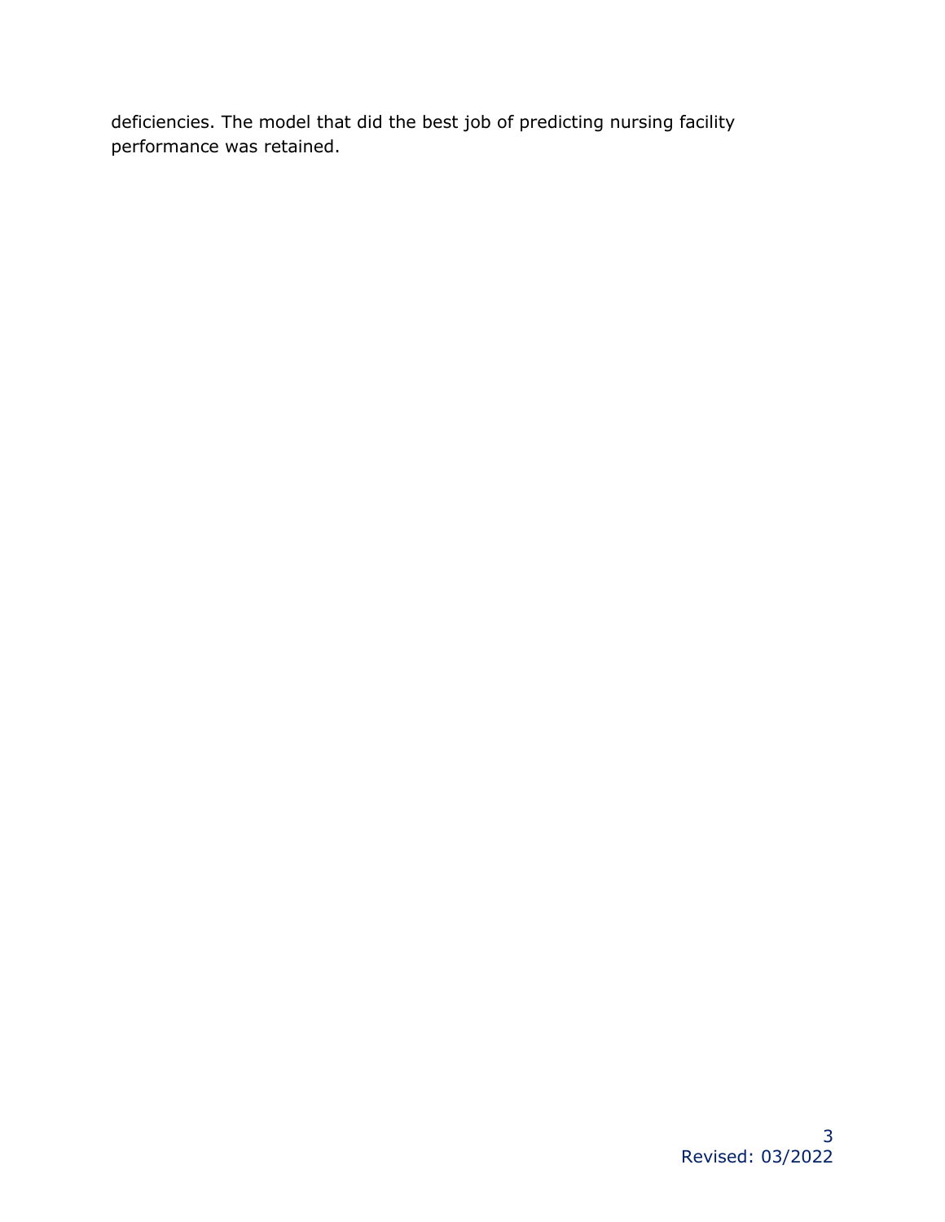deficiencies. The model that did the best job of predicting nursing facility performance was retained.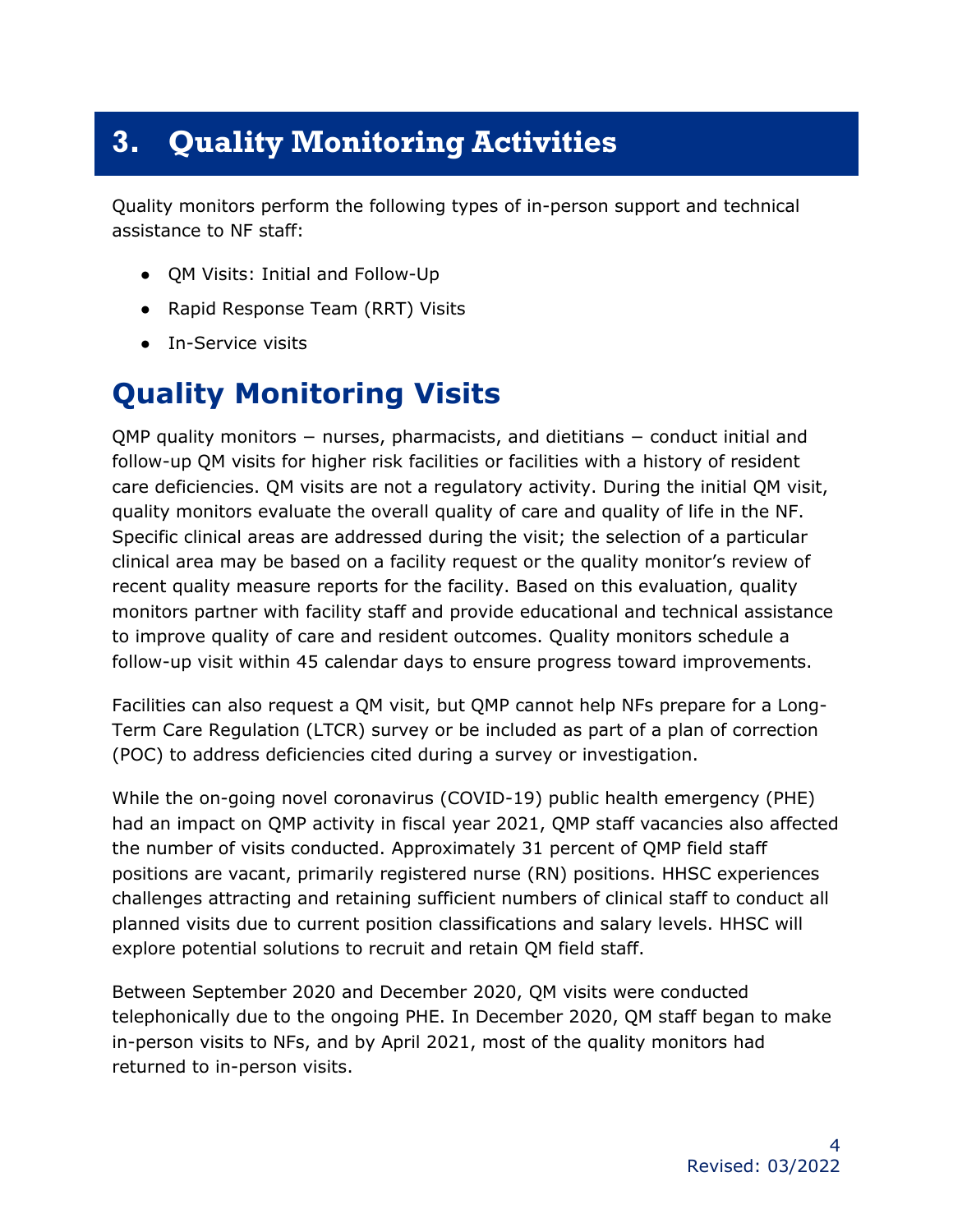# 3. Quality Monitoring Activities

Quality monitors perform the following types of in-person support and technical assistance to NF staff:

- QM Visits: Initial and Follow-Up
- Rapid Response Team (RRT) Visits
- In-Service visits

## Quality Monitoring Visits

QMP quality monitors − nurses, pharmacists, and dietitians − conduct initial and follow-up QM visits for higher risk facilities or facilities with a history of resident care deficiencies. QM visits are not a regulatory activity. During the initial QM visit, quality monitors evaluate the overall quality of care and quality of life in the NF. Specific clinical areas are addressed during the visit; the selection of a particular clinical area may be based on a facility request or the quality monitor's review of recent quality measure reports for the facility. Based on this evaluation, quality monitors partner with facility staff and provide educational and technical assistance to improve quality of care and resident outcomes. Quality monitors schedule a follow-up visit within 45 calendar days to ensure progress toward improvements.

Facilities can also request a QM visit, but QMP cannot help NFs prepare for a Long-Term Care Regulation (LTCR) survey or be included as part of a plan of correction (POC) to address deficiencies cited during a survey or investigation.

While the on-going novel coronavirus (COVID-19) public health emergency (PHE) had an impact on QMP activity in fiscal year 2021, QMP staff vacancies also affected the number of visits conducted. Approximately 31 percent of QMP field staff positions are vacant, primarily registered nurse (RN) positions. HHSC experiences challenges attracting and retaining sufficient numbers of clinical staff to conduct all planned visits due to current position classifications and salary levels. HHSC will explore potential solutions to recruit and retain QM field staff.

Between September 2020 and December 2020, QM visits were conducted telephonically due to the ongoing PHE. In December 2020, QM staff began to make in-person visits to NFs, and by April 2021, most of the quality monitors had returned to in-person visits.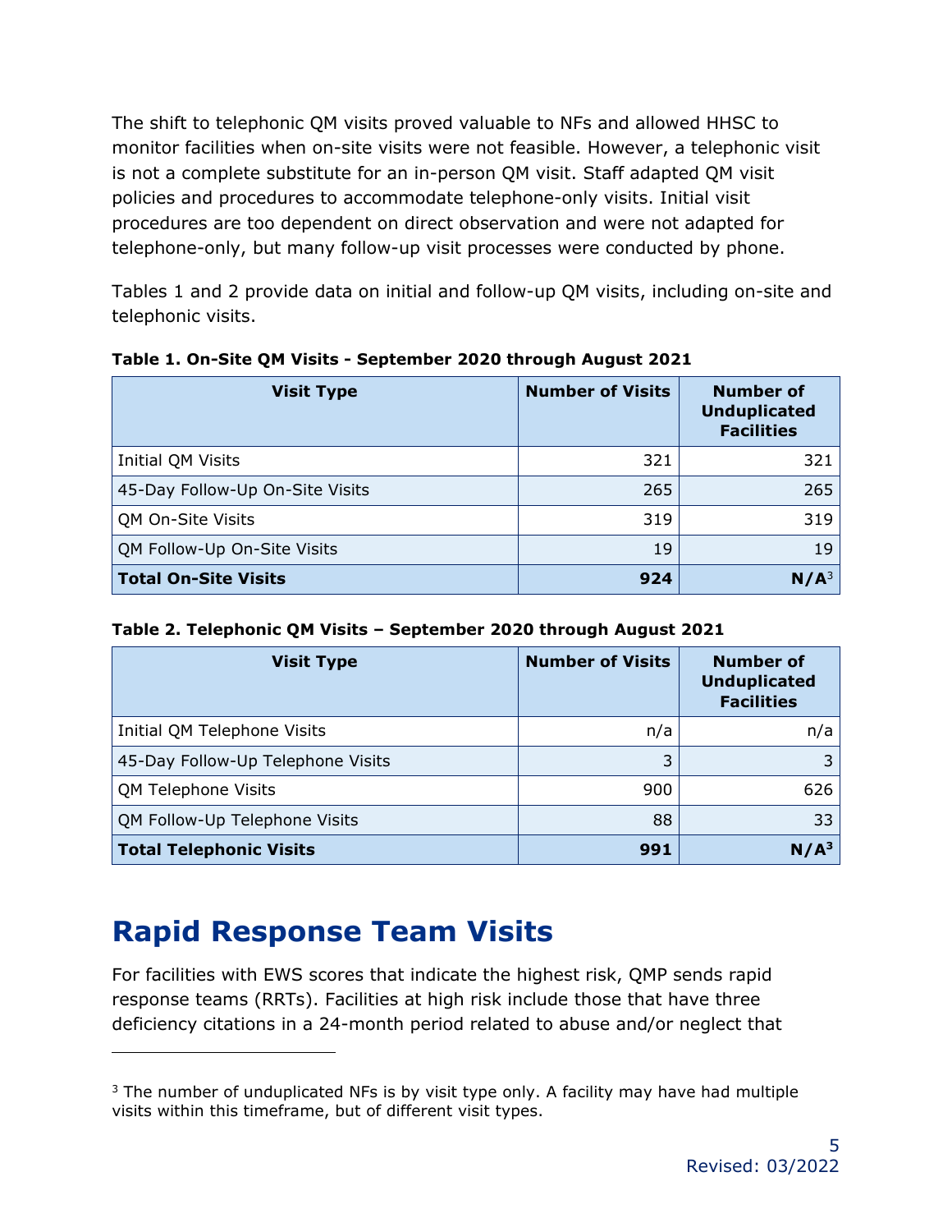The shift to telephonic QM visits proved valuable to NFs and allowed HHSC to monitor facilities when on-site visits were not feasible. However, a telephonic visit is not a complete substitute for an in-person QM visit. Staff adapted QM visit policies and procedures to accommodate telephone-only visits. Initial visit procedures are too dependent on direct observation and were not adapted for telephone-only, but many follow-up visit processes were conducted by phone.

Tables 1 and 2 provide data on initial and follow-up QM visits, including on-site and telephonic visits.

**Table 1. On-Site QM Visits - September 2020 through August 2021**

| Visit Type | Number of Visits | Number of Unduplicated Facilities |
|---|---:|---:|
| Initial QM Visits | 321 | 321 |
| 45-Day Follow-Up On-Site Visits | 265 | 265 |
| QM On-Site Visits | 319 | 319 |
| QM Follow-Up On-Site Visits | 19 | 19 |
| **Total On-Site Visits** | **924** | **N/A**[3] |

**Table 2. Telephonic QM Visits – September 2020 through August 2021**

| Visit Type | Number of Visits | Number of Unduplicated Facilities |
|---|---:|---:|
| Initial QM Telephone Visits | n/a | n/a |
| 45-Day Follow-Up Telephone Visits | 3 | 3 |
| QM Telephone Visits | 900 | 626 |
| QM Follow-Up Telephone Visits | 88 | 33 |
| **Total Telephonic Visits** | **991** | **N/A**[3] |

# Rapid Response Team Visits

For facilities with EWS scores that indicate the highest risk, QMP sends rapid response teams (RRTs). Facilities at high risk include those that have three deficiency citations in a 24-month period related to abuse and/or neglect that

[3] The number of unduplicated NFs is by visit type only. A facility may have had multiple visits within this timeframe, but of different visit types.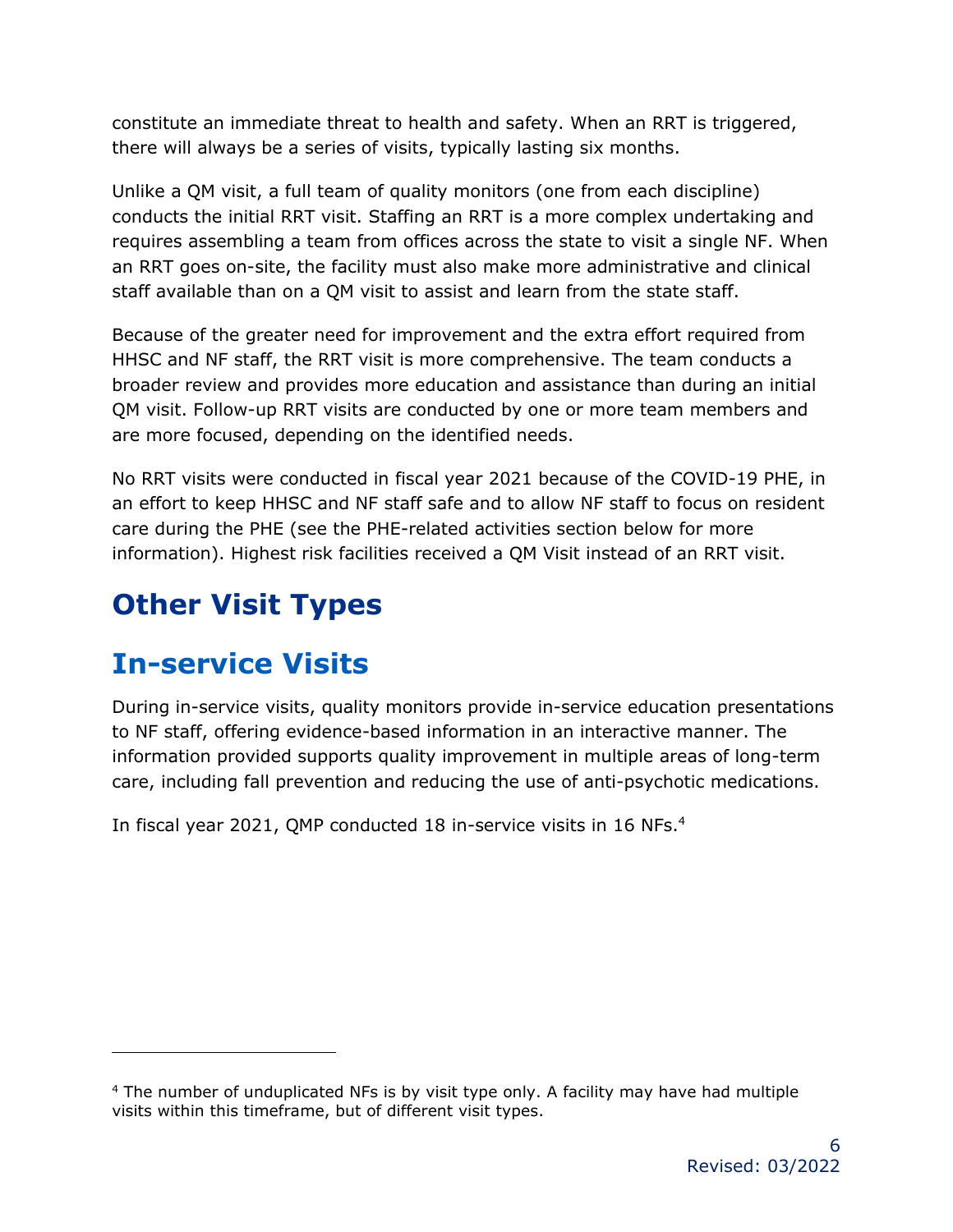constitute an immediate threat to health and safety. When an RRT is triggered, there will always be a series of visits, typically lasting six months.

Unlike a QM visit, a full team of quality monitors (one from each discipline) conducts the initial RRT visit. Staffing an RRT is a more complex undertaking and requires assembling a team from offices across the state to visit a single NF. When an RRT goes on-site, the facility must also make more administrative and clinical staff available than on a QM visit to assist and learn from the state staff.

Because of the greater need for improvement and the extra effort required from HHSC and NF staff, the RRT visit is more comprehensive. The team conducts a broader review and provides more education and assistance than during an initial QM visit. Follow-up RRT visits are conducted by one or more team members and are more focused, depending on the identified needs.

No RRT visits were conducted in fiscal year 2021 because of the COVID-19 PHE, in an effort to keep HHSC and NF staff safe and to allow NF staff to focus on resident care during the PHE (see the PHE-related activities section below for more information). Highest risk facilities received a QM Visit instead of an RRT visit.

# Other Visit Types

## In-service Visits

During in-service visits, quality monitors provide in-service education presentations to NF staff, offering evidence-based information in an interactive manner. The information provided supports quality improvement in multiple areas of long-term care, including fall prevention and reducing the use of anti-psychotic medications.

In fiscal year 2021, QMP conducted 18 in-service visits in 16 NFs.[4]

[4] The number of unduplicated NFs is by visit type only. A facility may have had multiple visits within this timeframe, but of different visit types.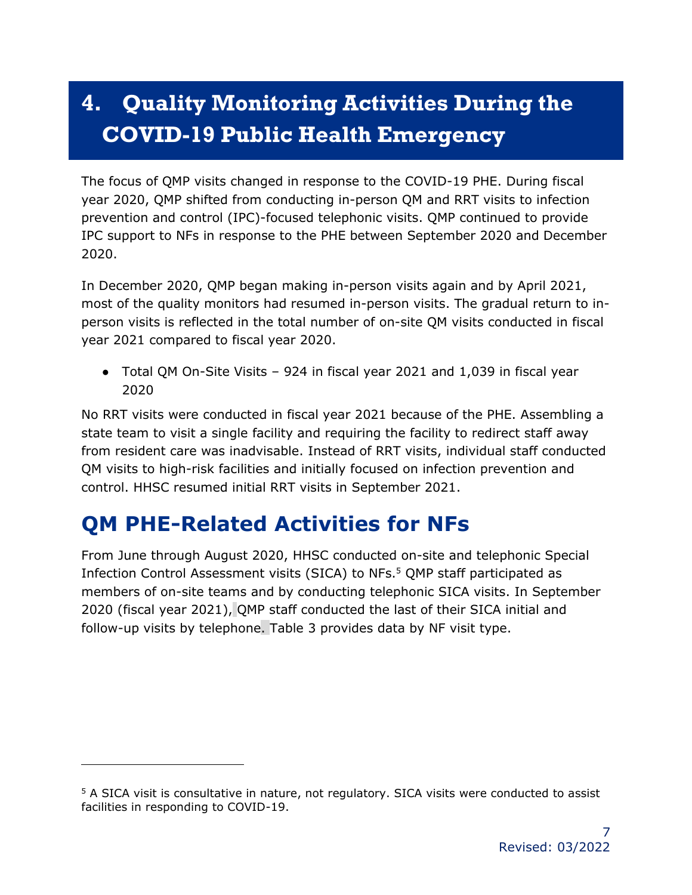# 4. Quality Monitoring Activities During the COVID-19 Public Health Emergency

The focus of QMP visits changed in response to the COVID-19 PHE. During fiscal year 2020, QMP shifted from conducting in-person QM and RRT visits to infection prevention and control (IPC)-focused telephonic visits. QMP continued to provide IPC support to NFs in response to the PHE between September 2020 and December 2020.

In December 2020, QMP began making in-person visits again and by April 2021, most of the quality monitors had resumed in-person visits. The gradual return to in-person visits is reflected in the total number of on-site QM visits conducted in fiscal year 2021 compared to fiscal year 2020.

- Total QM On-Site Visits – 924 in fiscal year 2021 and 1,039 in fiscal year 2020

No RRT visits were conducted in fiscal year 2021 because of the PHE. Assembling a state team to visit a single facility and requiring the facility to redirect staff away from resident care was inadvisable. Instead of RRT visits, individual staff conducted QM visits to high-risk facilities and initially focused on infection prevention and control. HHSC resumed initial RRT visits in September 2021.

## QM PHE-Related Activities for NFs

From June through August 2020, HHSC conducted on-site and telephonic Special Infection Control Assessment visits (SICA) to NFs.[5] QMP staff participated as members of on-site teams and by conducting telephonic SICA visits. In September 2020 (fiscal year 2021), QMP staff conducted the last of their SICA initial and follow-up visits by telephone. Table 3 provides data by NF visit type.

[5] A SICA visit is consultative in nature, not regulatory. SICA visits were conducted to assist facilities in responding to COVID-19.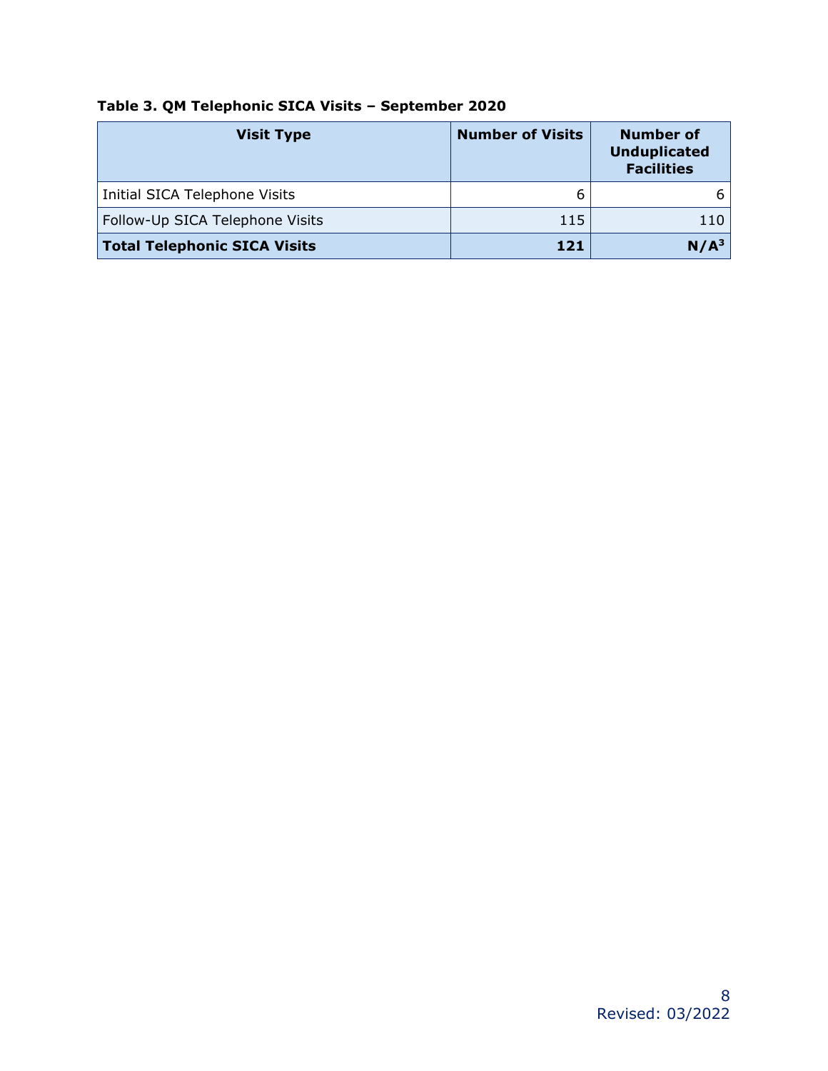**Table 3. QM Telephonic SICA Visits – September 2020**

| Visit Type | Number of Visits | Number of Unduplicated Facilities |
| --- | --- | --- |
| Initial SICA Telephone Visits | 6 | 6 |
| Follow-Up SICA Telephone Visits | 115 | 110 |
| **Total Telephonic SICA Visits** | **121** | **N/A**[3] |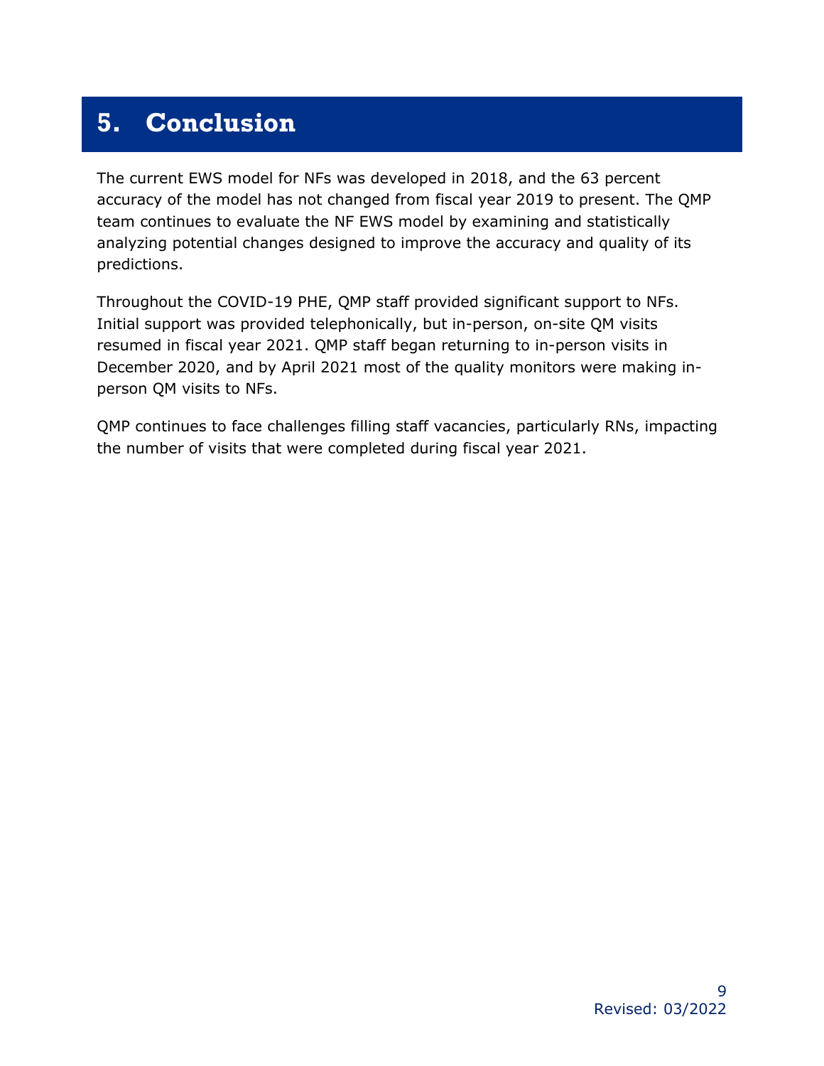# 5. Conclusion

The current EWS model for NFs was developed in 2018, and the 63 percent accuracy of the model has not changed from fiscal year 2019 to present. The QMP team continues to evaluate the NF EWS model by examining and statistically analyzing potential changes designed to improve the accuracy and quality of its predictions.

Throughout the COVID-19 PHE, QMP staff provided significant support to NFs. Initial support was provided telephonically, but in-person, on-site QM visits resumed in fiscal year 2021. QMP staff began returning to in-person visits in December 2020, and by April 2021 most of the quality monitors were making in-person QM visits to NFs.

QMP continues to face challenges filling staff vacancies, particularly RNs, impacting the number of visits that were completed during fiscal year 2021.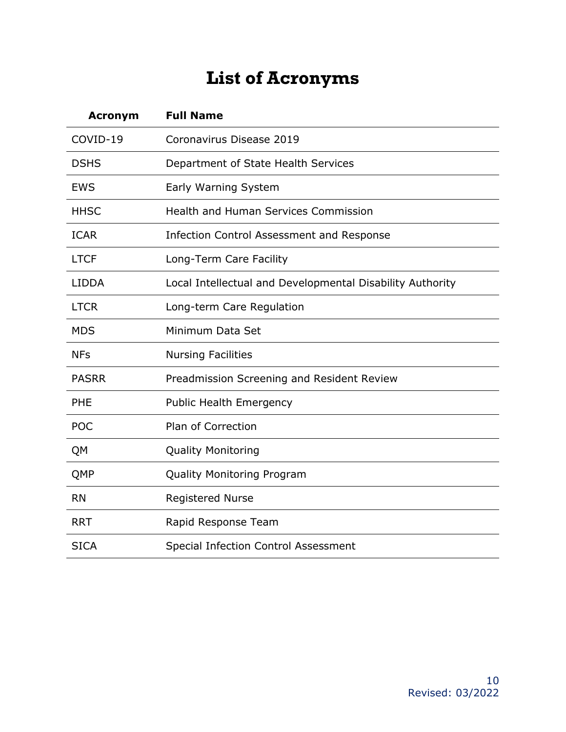# List of Acronyms

| Acronym | Full Name |
| --- | --- |
| COVID-19 | Coronavirus Disease 2019 |
| DSHS | Department of State Health Services |
| EWS | Early Warning System |
| HHSC | Health and Human Services Commission |
| ICAR | Infection Control Assessment and Response |
| LTCF | Long-Term Care Facility |
| LIDDA | Local Intellectual and Developmental Disability Authority |
| LTCR | Long-term Care Regulation |
| MDS | Minimum Data Set |
| NFs | Nursing Facilities |
| PASRR | Preadmission Screening and Resident Review |
| PHE | Public Health Emergency |
| POC | Plan of Correction |
| QM | Quality Monitoring |
| QMP | Quality Monitoring Program |
| RN | Registered Nurse |
| RRT | Rapid Response Team |
| SICA | Special Infection Control Assessment |